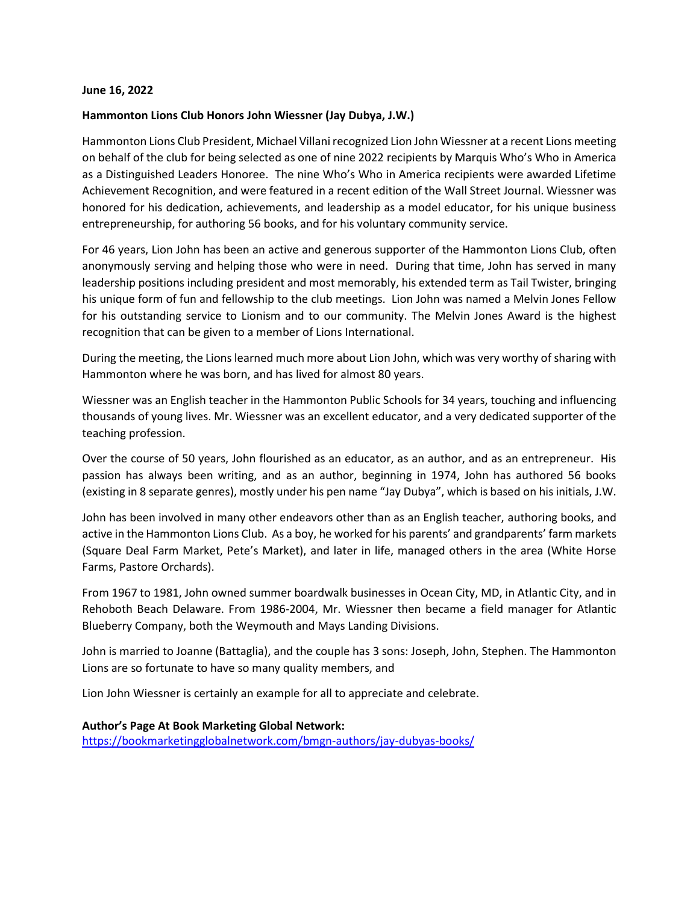**June 16, 2022**

**Hammonton Lions Club Honors John Wiessner (Jay Dubya, J.W.)**

Hammonton Lions Club President, Michael Villani recognized Lion John Wiessner at a recent Lions meeting on behalf of the club for being selected as one of nine 2022 recipients by Marquis Who's Who in America as a Distinguished Leaders Honoree. The nine Who's Who in America recipients were awarded Lifetime Achievement Recognition, and were featured in a recent edition of the Wall Street Journal. Wiessner was honored for his dedication, achievements, and leadership as a model educator, for his unique business entrepreneurship, for authoring 56 books, and for his voluntary community service.

For 46 years, Lion John has been an active and generous supporter of the Hammonton Lions Club, often anonymously serving and helping those who were in need. During that time, John has served in many leadership positions including president and most memorably, his extended term as Tail Twister, bringing his unique form of fun and fellowship to the club meetings. Lion John was named a Melvin Jones Fellow for his outstanding service to Lionism and to our community. The Melvin Jones Award is the highest recognition that can be given to a member of Lions International.

During the meeting, the Lions learned much more about Lion John, which was very worthy of sharing with Hammonton where he was born, and has lived for almost 80 years.

Wiessner was an English teacher in the Hammonton Public Schools for 34 years, touching and influencing thousands of young lives. Mr. Wiessner was an excellent educator, and a very dedicated supporter of the teaching profession.

Over the course of 50 years, John flourished as an educator, as an author, and as an entrepreneur. His passion has always been writing, and as an author, beginning in 1974, John has authored 56 books (existing in 8 separate genres), mostly under his pen name "Jay Dubya", which is based on his initials, J.W.

John has been involved in many other endeavors other than as an English teacher, authoring books, and active in the Hammonton Lions Club. As a boy, he worked for his parents' and grandparents' farm markets (Square Deal Farm Market, Pete's Market), and later in life, managed others in the area (White Horse Farms, Pastore Orchards).

From 1967 to 1981, John owned summer boardwalk businesses in Ocean City, MD, in Atlantic City, and in Rehoboth Beach Delaware. From 1986-2004, Mr. Wiessner then became a field manager for Atlantic Blueberry Company, both the Weymouth and Mays Landing Divisions.

John is married to Joanne (Battaglia), and the couple has 3 sons: Joseph, John, Stephen. The Hammonton Lions are so fortunate to have so many quality members, and

Lion John Wiessner is certainly an example for all to appreciate and celebrate.

**Author's Page At Book Marketing Global Network:**
https://bookmarketingglobalnetwork.com/bmgn-authors/jay-dubyas-books/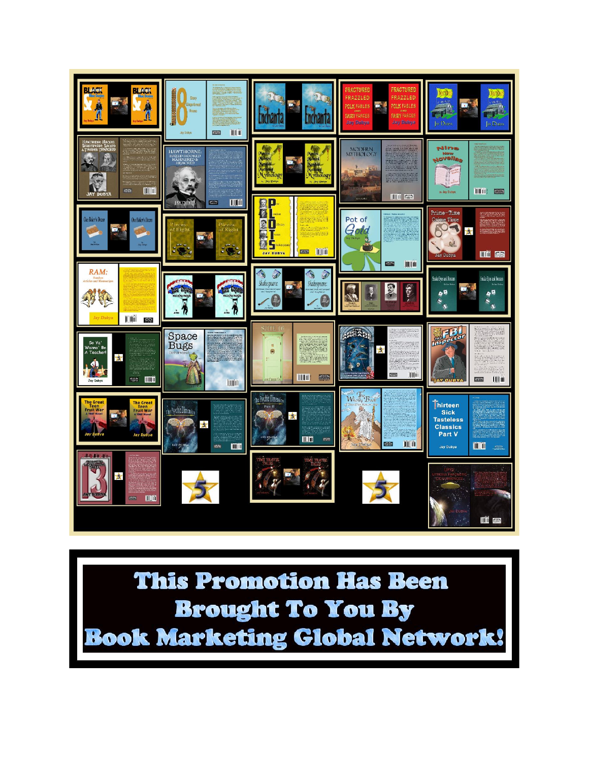This Promotion Has Been Brought To You By Book Marketing Global Network!